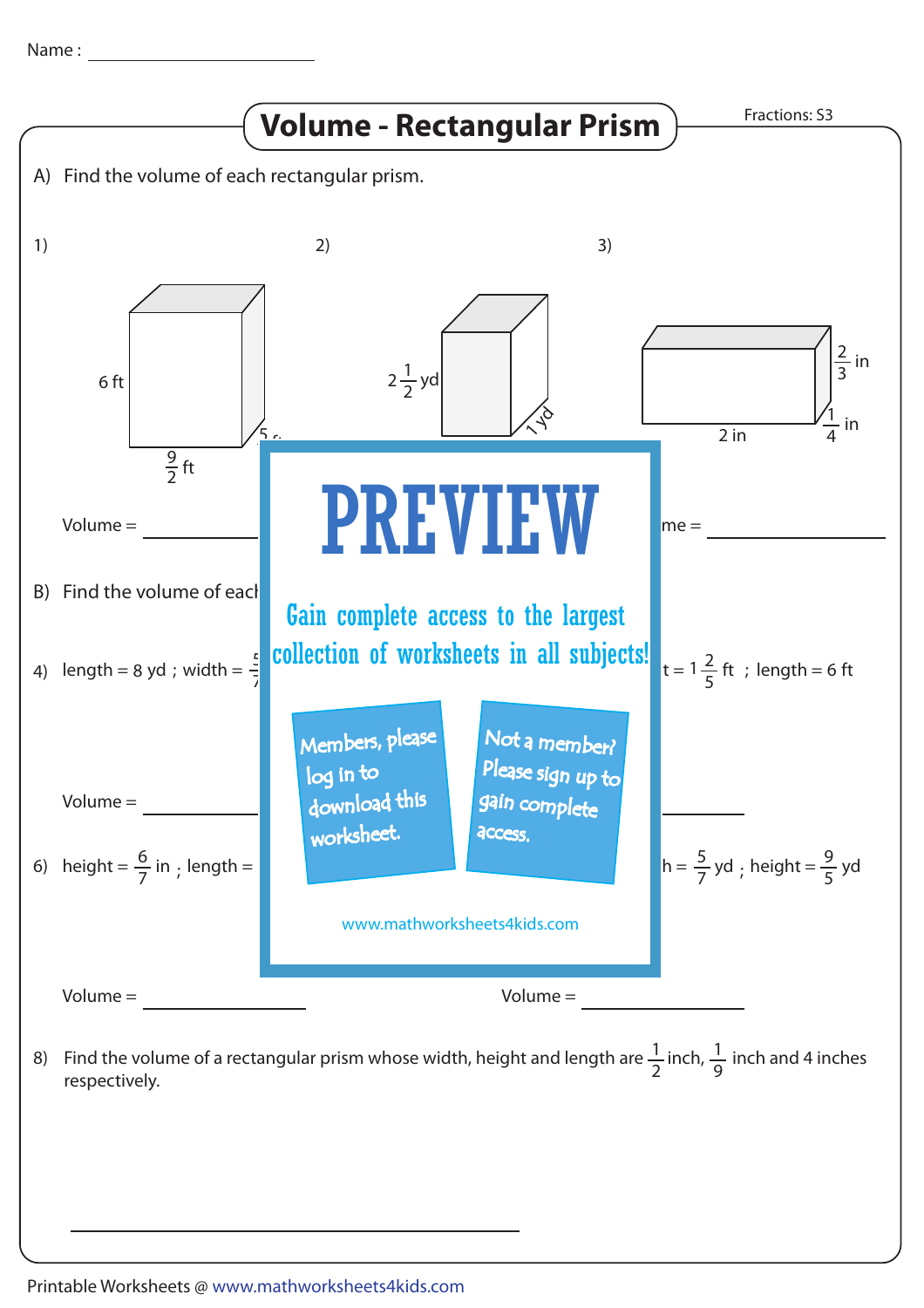Name : ____________________

# Volume - Rectangular Prism

Fractions: S3

A) Find the volume of each rectangular prism.

1)

6 ft

$\frac{9}{2}$ ft

5 f...

Volume = ____________

2)

$2\frac{1}{2}$ yd

1 yd

3)

$\frac{2}{3}$ in

$\frac{1}{4}$ in

2 in

...me = ____________

PREVIEW

Gain complete access to the largest collection of worksheets in all subjects!

Members, please log in to download this worksheet.

Not a member? Please sign up to gain complete access.

www.mathworksheets4kids.com

B) Find the volume of each...

4) length = 8 yd ; width = $\frac{5}{7}$...

...t = $1\frac{2}{5}$ ft ; length = 6 ft

Volume = ____________

6) height = $\frac{6}{7}$ in ; length = ...

...h = $\frac{5}{7}$ yd ; height = $\frac{9}{5}$ yd

Volume = ____________

Volume = ____________

8) Find the volume of a rectangular prism whose width, height and length are $\frac{1}{2}$ inch, $\frac{1}{9}$ inch and 4 inches respectively.

____________________________________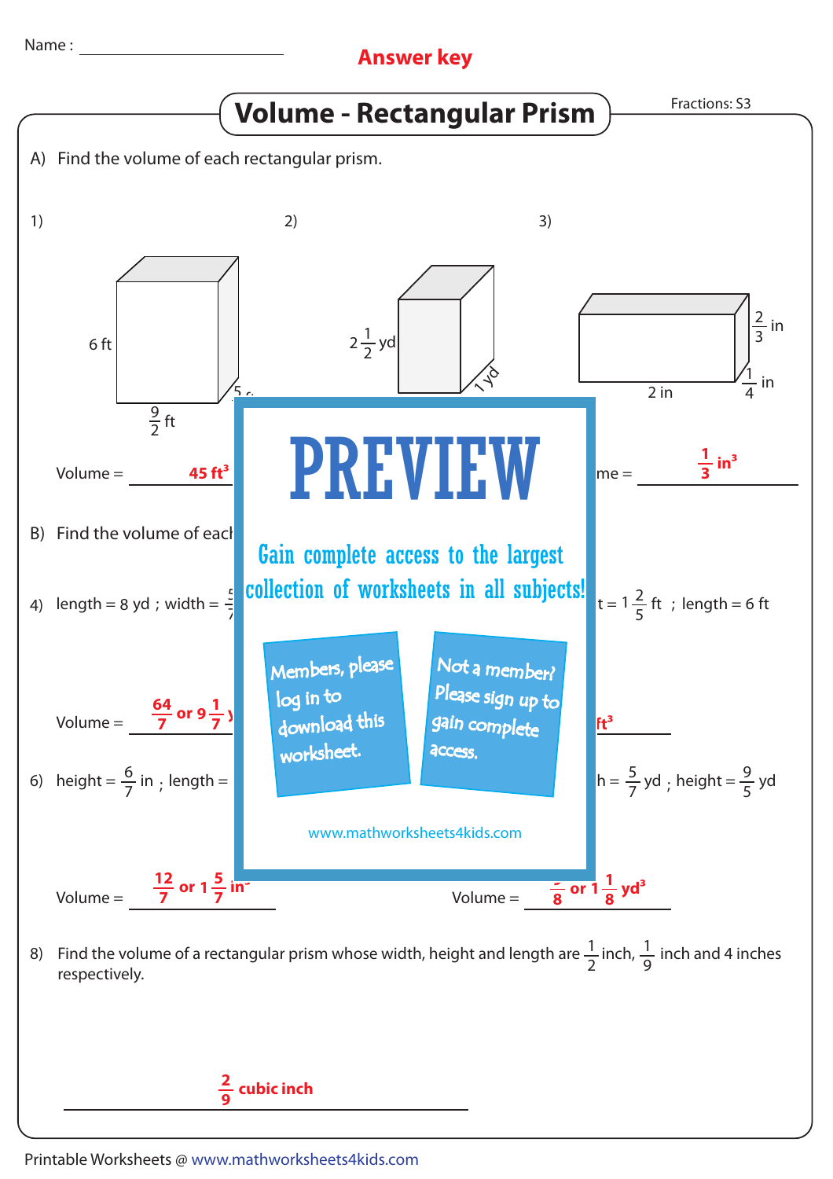Name : ______________________

**Answer key**

# Volume - Rectangular Prism

Fractions: S3

A) Find the volume of each rectangular prism.

1) 6 ft; $\frac{9}{2}$ ft; 5 f...

2) $2\frac{1}{2}$ yd; 1 yd

3) $\frac{2}{3}$ in; $\frac{1}{4}$ in; 2 in

Volume = **45 ft³**

...me = $\frac{1}{3}$ **in³**

PREVIEW

Gain complete access to the largest collection of worksheets in all subjects!

Members, please log in to download this worksheet.

Not a member? Please sign up to gain complete access.

www.mathworksheets4kids.com

B) Find the volume of each...

4) length = 8 yd ; width = $\frac{5}{7}$...

...t = $1\frac{2}{5}$ ft ; length = 6 ft

Volume = $\frac{64}{7}$ **or** $9\frac{1}{7}$ **y...**

...**ft³**

6) height = $\frac{6}{7}$ in ; length = ...

...h = $\frac{5}{7}$ yd ; height = $\frac{9}{5}$ yd

Volume = $\frac{12}{7}$ **or** $1\frac{5}{7}$ **in³**

Volume = $\frac{9}{8}$ **or** $1\frac{1}{8}$ **yd³**

8) Find the volume of a rectangular prism whose width, height and length are $\frac{1}{2}$ inch, $\frac{1}{9}$ inch and 4 inches respectively.

$\frac{2}{9}$ **cubic inch**

Printable Worksheets @ www.mathworksheets4kids.com